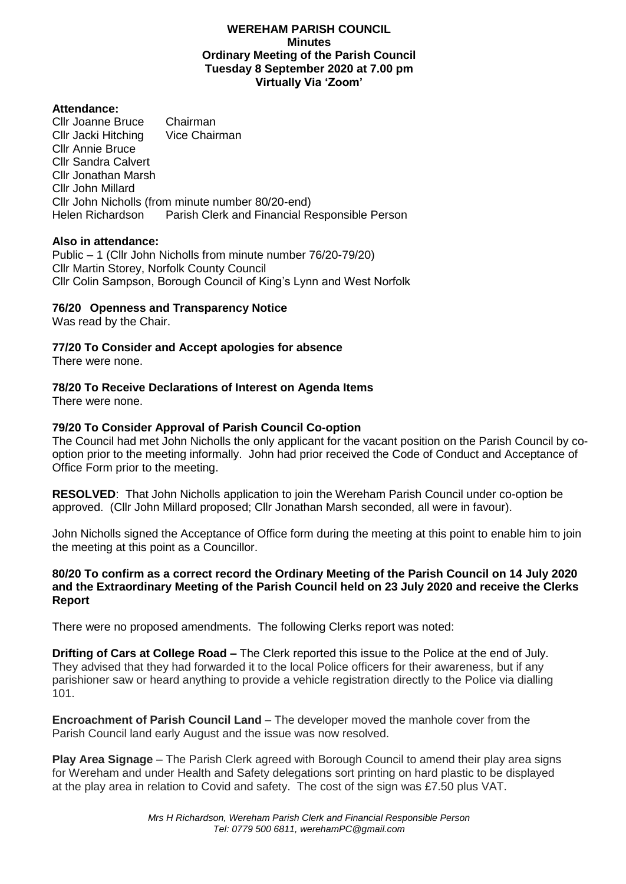**WEREHAM PARISH COUNCIL**
**Minutes**
**Ordinary Meeting of the Parish Council**
**Tuesday 8 September 2020 at 7.00 pm**
**Virtually Via 'Zoom'**

**Attendance:**

Cllr Joanne Bruce Chairman
Cllr Jacki Hitching Vice Chairman
Cllr Annie Bruce
Cllr Sandra Calvert
Cllr Jonathan Marsh
Cllr John Millard
Cllr John Nicholls (from minute number 80/20-end)
Helen Richardson Parish Clerk and Financial Responsible Person

**Also in attendance:**

Public – 1 (Cllr John Nicholls from minute number 76/20-79/20)
Cllr Martin Storey, Norfolk County Council
Cllr Colin Sampson, Borough Council of King's Lynn and West Norfolk

**76/20 Openness and Transparency Notice**

Was read by the Chair.

**77/20 To Consider and Accept apologies for absence**

There were none.

**78/20 To Receive Declarations of Interest on Agenda Items**

There were none.

**79/20 To Consider Approval of Parish Council Co-option**

The Council had met John Nicholls the only applicant for the vacant position on the Parish Council by co-option prior to the meeting informally. John had prior received the Code of Conduct and Acceptance of Office Form prior to the meeting.

**RESOLVED**: That John Nicholls application to join the Wereham Parish Council under co-option be approved. (Cllr John Millard proposed; Cllr Jonathan Marsh seconded, all were in favour).

John Nicholls signed the Acceptance of Office form during the meeting at this point to enable him to join the meeting at this point as a Councillor.

**80/20 To confirm as a correct record the Ordinary Meeting of the Parish Council on 14 July 2020 and the Extraordinary Meeting of the Parish Council held on 23 July 2020 and receive the Clerks Report**

There were no proposed amendments. The following Clerks report was noted:

**Drifting of Cars at College Road –** The Clerk reported this issue to the Police at the end of July. They advised that they had forwarded it to the local Police officers for their awareness, but if any parishioner saw or heard anything to provide a vehicle registration directly to the Police via dialling 101.

**Encroachment of Parish Council Land** – The developer moved the manhole cover from the Parish Council land early August and the issue was now resolved.

**Play Area Signage** – The Parish Clerk agreed with Borough Council to amend their play area signs for Wereham and under Health and Safety delegations sort printing on hard plastic to be displayed at the play area in relation to Covid and safety. The cost of the sign was £7.50 plus VAT.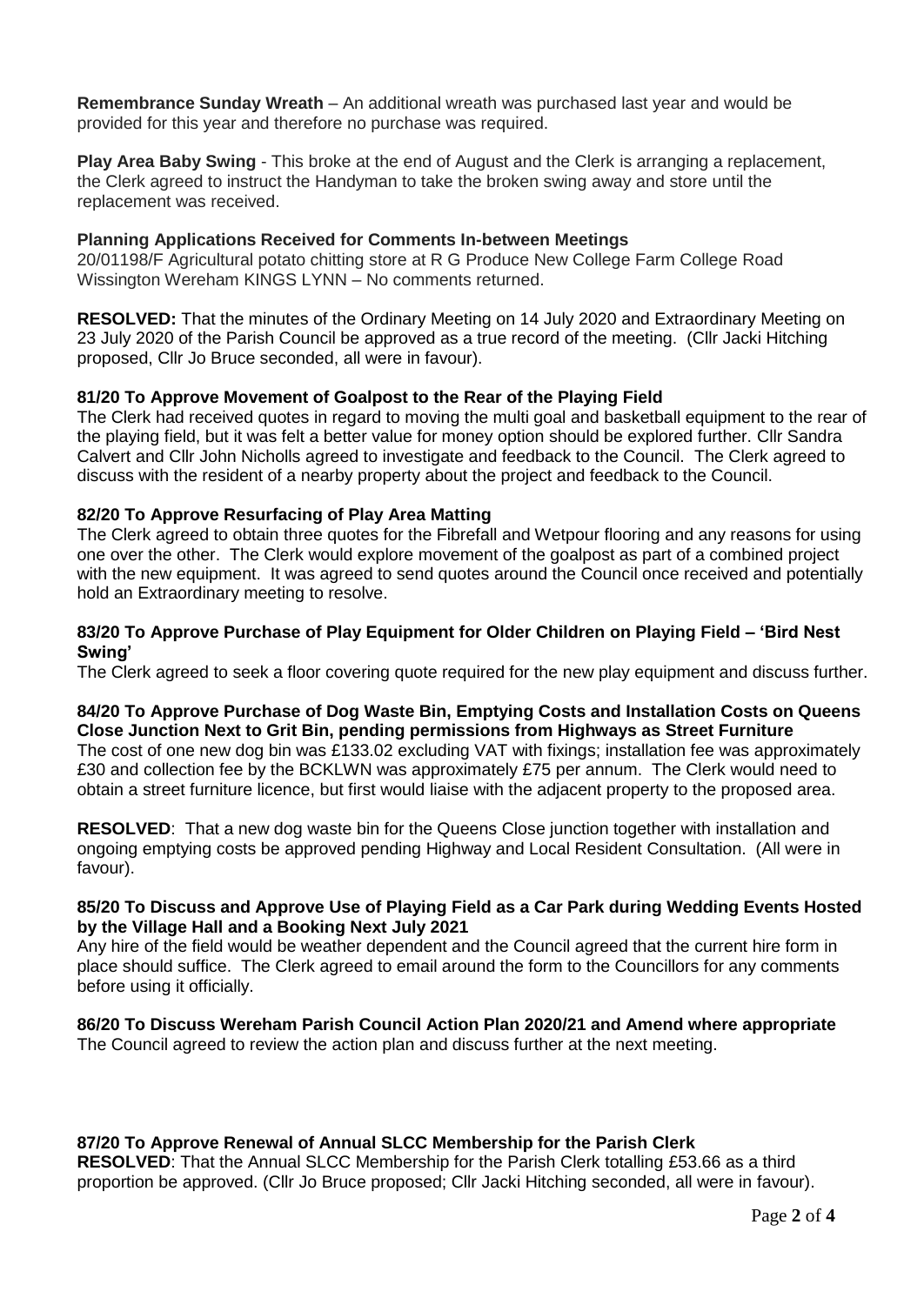**Remembrance Sunday Wreath** – An additional wreath was purchased last year and would be provided for this year and therefore no purchase was required.

**Play Area Baby Swing** - This broke at the end of August and the Clerk is arranging a replacement, the Clerk agreed to instruct the Handyman to take the broken swing away and store until the replacement was received.

**Planning Applications Received for Comments In-between Meetings**
20/01198/F Agricultural potato chitting store at R G Produce New College Farm College Road Wissington Wereham KINGS LYNN – No comments returned.

**RESOLVED:** That the minutes of the Ordinary Meeting on 14 July 2020 and Extraordinary Meeting on 23 July 2020 of the Parish Council be approved as a true record of the meeting. (Cllr Jacki Hitching proposed, Cllr Jo Bruce seconded, all were in favour).

**81/20 To Approve Movement of Goalpost to the Rear of the Playing Field**
The Clerk had received quotes in regard to moving the multi goal and basketball equipment to the rear of the playing field, but it was felt a better value for money option should be explored further. Cllr Sandra Calvert and Cllr John Nicholls agreed to investigate and feedback to the Council. The Clerk agreed to discuss with the resident of a nearby property about the project and feedback to the Council.

**82/20 To Approve Resurfacing of Play Area Matting**
The Clerk agreed to obtain three quotes for the Fibrefall and Wetpour flooring and any reasons for using one over the other. The Clerk would explore movement of the goalpost as part of a combined project with the new equipment. It was agreed to send quotes around the Council once received and potentially hold an Extraordinary meeting to resolve.

**83/20 To Approve Purchase of Play Equipment for Older Children on Playing Field – 'Bird Nest Swing'**
The Clerk agreed to seek a floor covering quote required for the new play equipment and discuss further.

**84/20 To Approve Purchase of Dog Waste Bin, Emptying Costs and Installation Costs on Queens Close Junction Next to Grit Bin, pending permissions from Highways as Street Furniture**
The cost of one new dog bin was £133.02 excluding VAT with fixings; installation fee was approximately £30 and collection fee by the BCKLWN was approximately £75 per annum. The Clerk would need to obtain a street furniture licence, but first would liaise with the adjacent property to the proposed area.

**RESOLVED**: That a new dog waste bin for the Queens Close junction together with installation and ongoing emptying costs be approved pending Highway and Local Resident Consultation. (All were in favour).

**85/20 To Discuss and Approve Use of Playing Field as a Car Park during Wedding Events Hosted by the Village Hall and a Booking Next July 2021**
Any hire of the field would be weather dependent and the Council agreed that the current hire form in place should suffice. The Clerk agreed to email around the form to the Councillors for any comments before using it officially.

**86/20 To Discuss Wereham Parish Council Action Plan 2020/21 and Amend where appropriate**
The Council agreed to review the action plan and discuss further at the next meeting.

**87/20 To Approve Renewal of Annual SLCC Membership for the Parish Clerk**
**RESOLVED**: That the Annual SLCC Membership for the Parish Clerk totalling £53.66 as a third proportion be approved. (Cllr Jo Bruce proposed; Cllr Jacki Hitching seconded, all were in favour).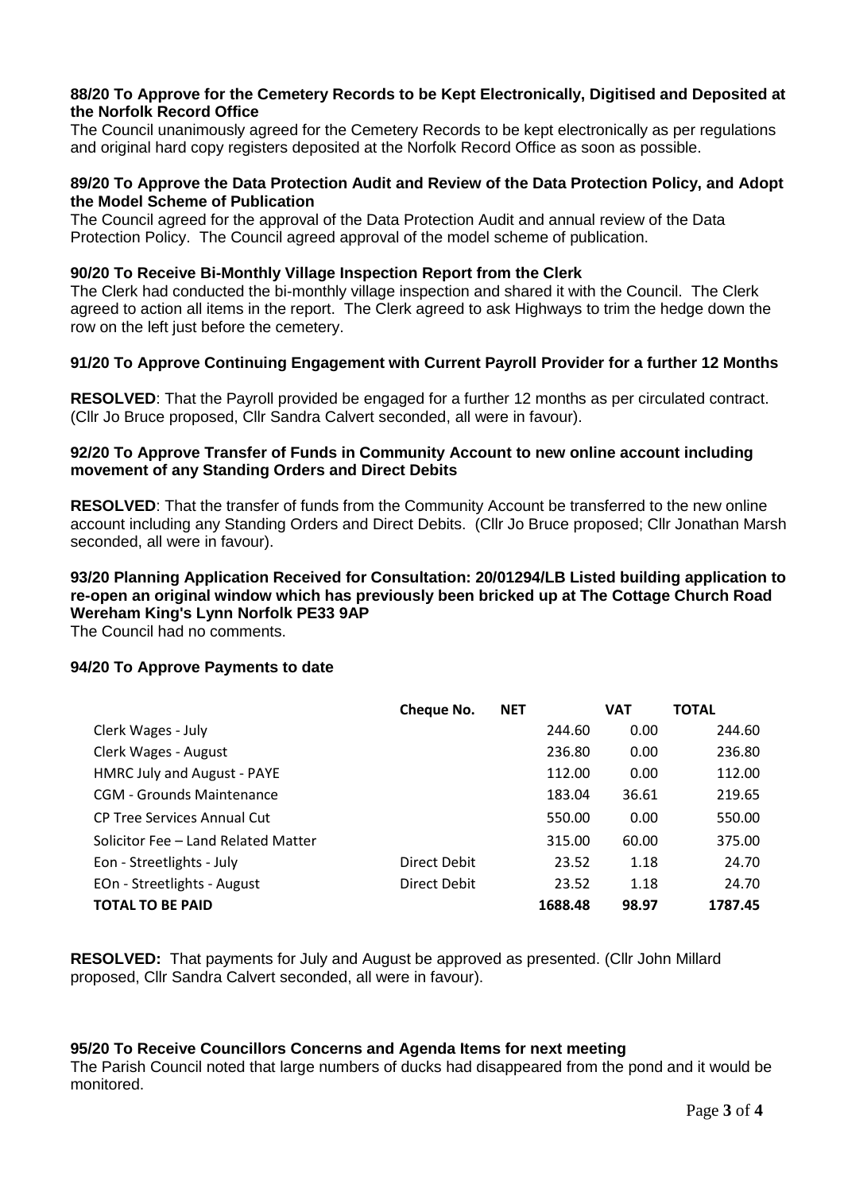**88/20 To Approve for the Cemetery Records to be Kept Electronically, Digitised and Deposited at the Norfolk Record Office**

The Council unanimously agreed for the Cemetery Records to be kept electronically as per regulations and original hard copy registers deposited at the Norfolk Record Office as soon as possible.

**89/20 To Approve the Data Protection Audit and Review of the Data Protection Policy, and Adopt the Model Scheme of Publication**

The Council agreed for the approval of the Data Protection Audit and annual review of the Data Protection Policy. The Council agreed approval of the model scheme of publication.

**90/20 To Receive Bi-Monthly Village Inspection Report from the Clerk**

The Clerk had conducted the bi-monthly village inspection and shared it with the Council. The Clerk agreed to action all items in the report. The Clerk agreed to ask Highways to trim the hedge down the row on the left just before the cemetery.

**91/20 To Approve Continuing Engagement with Current Payroll Provider for a further 12 Months**

**RESOLVED**: That the Payroll provided be engaged for a further 12 months as per circulated contract. (Cllr Jo Bruce proposed, Cllr Sandra Calvert seconded, all were in favour).

**92/20 To Approve Transfer of Funds in Community Account to new online account including movement of any Standing Orders and Direct Debits**

**RESOLVED**: That the transfer of funds from the Community Account be transferred to the new online account including any Standing Orders and Direct Debits. (Cllr Jo Bruce proposed; Cllr Jonathan Marsh seconded, all were in favour).

**93/20 Planning Application Received for Consultation: 20/01294/LB Listed building application to re-open an original window which has previously been bricked up at The Cottage Church Road Wereham King's Lynn Norfolk PE33 9AP**

The Council had no comments.

**94/20 To Approve Payments to date**

| | Cheque No. | NET | VAT | TOTAL |
|---|---|---|---|---|
| Clerk Wages - July | | 244.60 | 0.00 | 244.60 |
| Clerk Wages - August | | 236.80 | 0.00 | 236.80 |
| HMRC July and August - PAYE | | 112.00 | 0.00 | 112.00 |
| CGM - Grounds Maintenance | | 183.04 | 36.61 | 219.65 |
| CP Tree Services Annual Cut | | 550.00 | 0.00 | 550.00 |
| Solicitor Fee – Land Related Matter | | 315.00 | 60.00 | 375.00 |
| Eon - Streetlights - July | Direct Debit | 23.52 | 1.18 | 24.70 |
| EOn - Streetlights - August | Direct Debit | 23.52 | 1.18 | 24.70 |
| **TOTAL TO BE PAID** | | **1688.48** | **98.97** | **1787.45** |

**RESOLVED:** That payments for July and August be approved as presented. (Cllr John Millard proposed, Cllr Sandra Calvert seconded, all were in favour).

**95/20 To Receive Councillors Concerns and Agenda Items for next meeting**

The Parish Council noted that large numbers of ducks had disappeared from the pond and it would be monitored.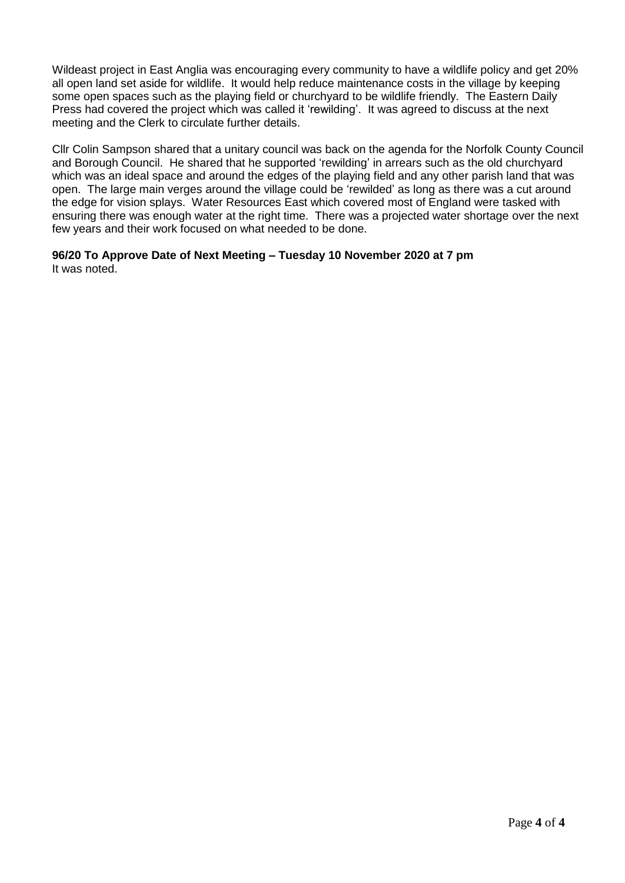Wildeast project in East Anglia was encouraging every community to have a wildlife policy and get 20% all open land set aside for wildlife. It would help reduce maintenance costs in the village by keeping some open spaces such as the playing field or churchyard to be wildlife friendly. The Eastern Daily Press had covered the project which was called it 'rewilding'. It was agreed to discuss at the next meeting and the Clerk to circulate further details.

Cllr Colin Sampson shared that a unitary council was back on the agenda for the Norfolk County Council and Borough Council. He shared that he supported 'rewilding' in arrears such as the old churchyard which was an ideal space and around the edges of the playing field and any other parish land that was open. The large main verges around the village could be 'rewilded' as long as there was a cut around the edge for vision splays. Water Resources East which covered most of England were tasked with ensuring there was enough water at the right time. There was a projected water shortage over the next few years and their work focused on what needed to be done.

**96/20 To Approve Date of Next Meeting – Tuesday 10 November 2020 at 7 pm**

It was noted.